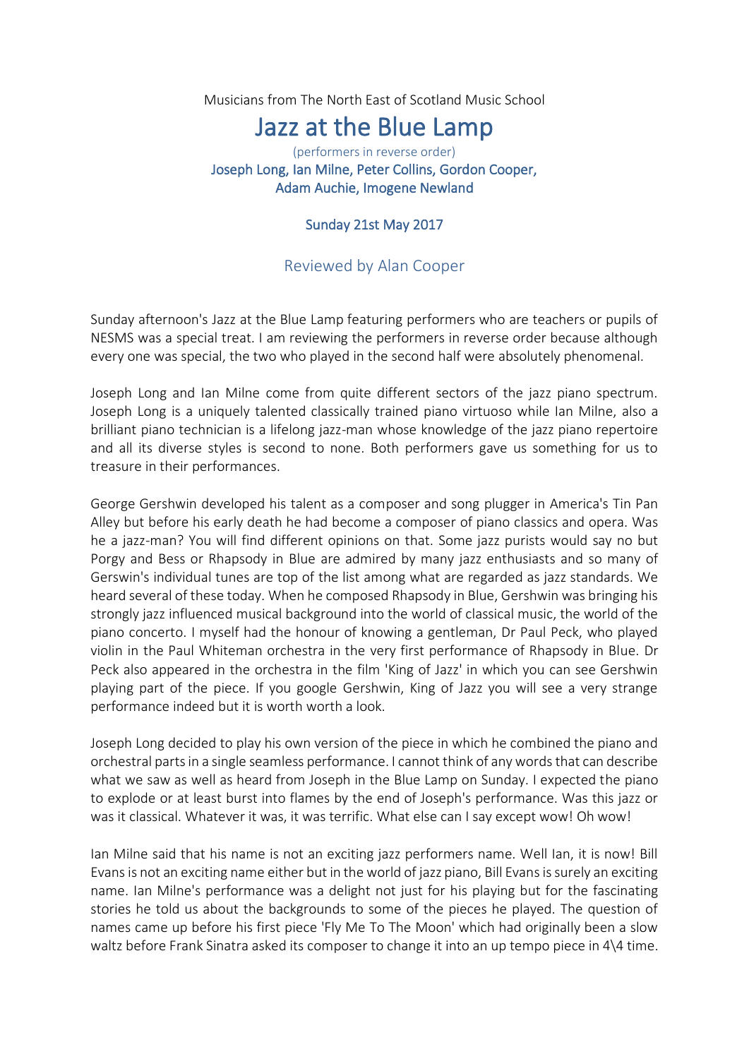Musicians from The North East of Scotland Music School

# Jazz at the Blue Lamp

(performers in reverse order)

Joseph Long, Ian Milne, Peter Collins, Gordon Cooper, Adam Auchie, Imogene Newland

Sunday 21st May 2017

## Reviewed by Alan Cooper

Sunday afternoon's Jazz at the Blue Lamp featuring performers who are teachers or pupils of NESMS was a special treat. I am reviewing the performers in reverse order because although every one was special, the two who played in the second half were absolutely phenomenal.

Joseph Long and Ian Milne come from quite different sectors of the jazz piano spectrum. Joseph Long is a uniquely talented classically trained piano virtuoso while Ian Milne, also a brilliant piano technician is a lifelong jazz-man whose knowledge of the jazz piano repertoire and all its diverse styles is second to none. Both performers gave us something for us to treasure in their performances.

George Gershwin developed his talent as a composer and song plugger in America's Tin Pan Alley but before his early death he had become a composer of piano classics and opera. Was he a jazz-man? You will find different opinions on that. Some jazz purists would say no but Porgy and Bess or Rhapsody in Blue are admired by many jazz enthusiasts and so many of Gerswin's individual tunes are top of the list among what are regarded as jazz standards. We heard several of these today. When he composed Rhapsody in Blue, Gershwin was bringing his strongly jazz influenced musical background into the world of classical music, the world of the piano concerto. I myself had the honour of knowing a gentleman, Dr Paul Peck, who played violin in the Paul Whiteman orchestra in the very first performance of Rhapsody in Blue. Dr Peck also appeared in the orchestra in the film 'King of Jazz' in which you can see Gershwin playing part of the piece. If you google Gershwin, King of Jazz you will see a very strange performance indeed but it is worth worth a look.

Joseph Long decided to play his own version of the piece in which he combined the piano and orchestral parts in a single seamless performance. I cannot think of any words that can describe what we saw as well as heard from Joseph in the Blue Lamp on Sunday. I expected the piano to explode or at least burst into flames by the end of Joseph's performance. Was this jazz or was it classical. Whatever it was, it was terrific. What else can I say except wow! Oh wow!

Ian Milne said that his name is not an exciting jazz performers name. Well Ian, it is now! Bill Evans is not an exciting name either but in the world of jazz piano, Bill Evans is surely an exciting name. Ian Milne's performance was a delight not just for his playing but for the fascinating stories he told us about the backgrounds to some of the pieces he played. The question of names came up before his first piece 'Fly Me To The Moon' which had originally been a slow waltz before Frank Sinatra asked its composer to change it into an up tempo piece in 4\4 time.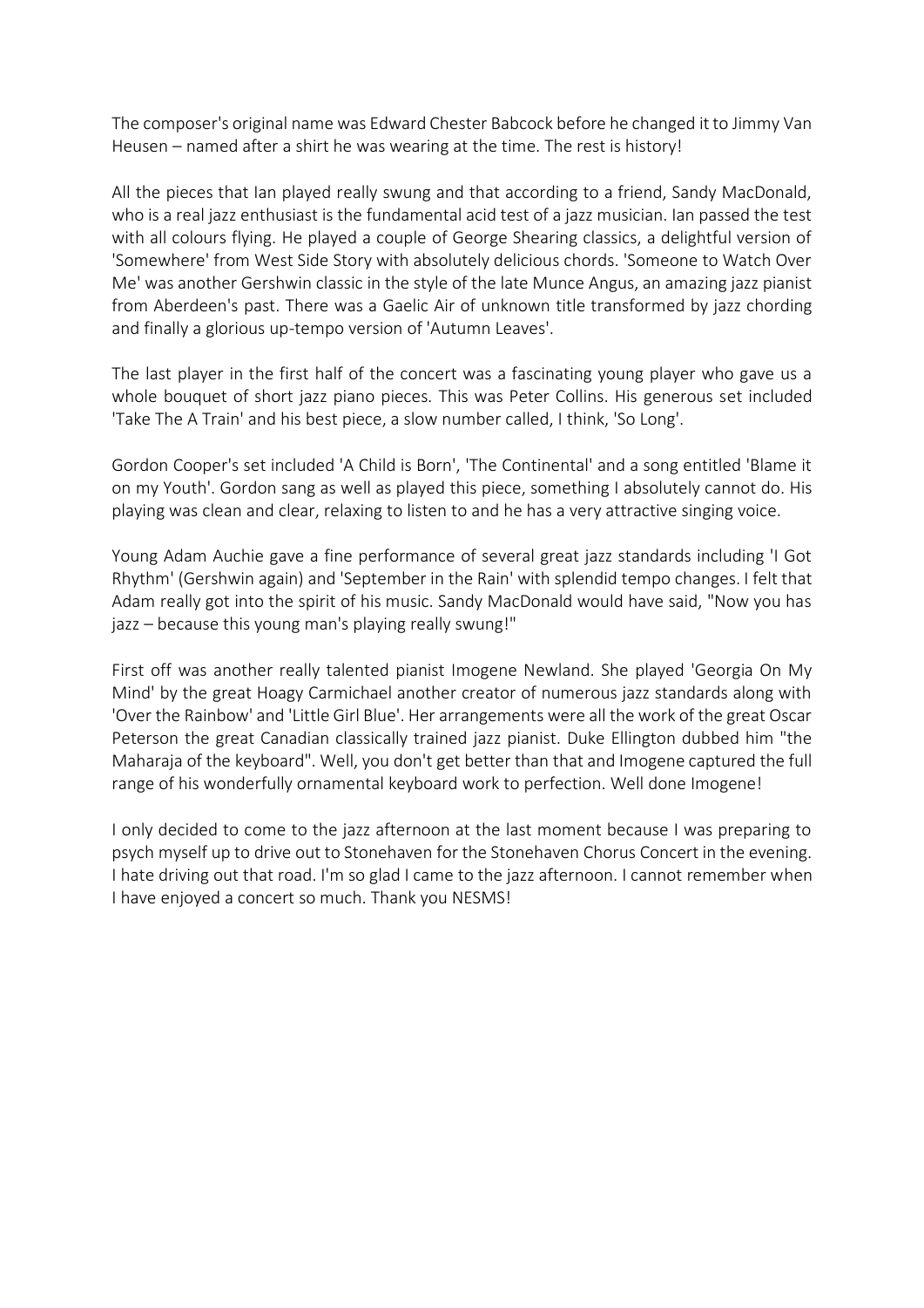The composer's original name was Edward Chester Babcock before he changed it to Jimmy Van Heusen – named after a shirt he was wearing at the time. The rest is history!

All the pieces that Ian played really swung and that according to a friend, Sandy MacDonald, who is a real jazz enthusiast is the fundamental acid test of a jazz musician. Ian passed the test with all colours flying. He played a couple of George Shearing classics, a delightful version of 'Somewhere' from West Side Story with absolutely delicious chords. 'Someone to Watch Over Me' was another Gershwin classic in the style of the late Munce Angus, an amazing jazz pianist from Aberdeen's past. There was a Gaelic Air of unknown title transformed by jazz chording and finally a glorious up-tempo version of 'Autumn Leaves'.

The last player in the first half of the concert was a fascinating young player who gave us a whole bouquet of short jazz piano pieces. This was Peter Collins. His generous set included 'Take The A Train' and his best piece, a slow number called, I think, 'So Long'.

Gordon Cooper's set included 'A Child is Born', 'The Continental' and a song entitled 'Blame it on my Youth'. Gordon sang as well as played this piece, something I absolutely cannot do. His playing was clean and clear, relaxing to listen to and he has a very attractive singing voice.

Young Adam Auchie gave a fine performance of several great jazz standards including 'I Got Rhythm' (Gershwin again) and 'September in the Rain' with splendid tempo changes. I felt that Adam really got into the spirit of his music. Sandy MacDonald would have said, "Now you has jazz – because this young man's playing really swung!"

First off was another really talented pianist Imogene Newland. She played 'Georgia On My Mind' by the great Hoagy Carmichael another creator of numerous jazz standards along with 'Over the Rainbow' and 'Little Girl Blue'. Her arrangements were all the work of the great Oscar Peterson the great Canadian classically trained jazz pianist. Duke Ellington dubbed him "the Maharaja of the keyboard". Well, you don't get better than that and Imogene captured the full range of his wonderfully ornamental keyboard work to perfection. Well done Imogene!

I only decided to come to the jazz afternoon at the last moment because I was preparing to psych myself up to drive out to Stonehaven for the Stonehaven Chorus Concert in the evening. I hate driving out that road. I'm so glad I came to the jazz afternoon. I cannot remember when I have enjoyed a concert so much. Thank you NESMS!